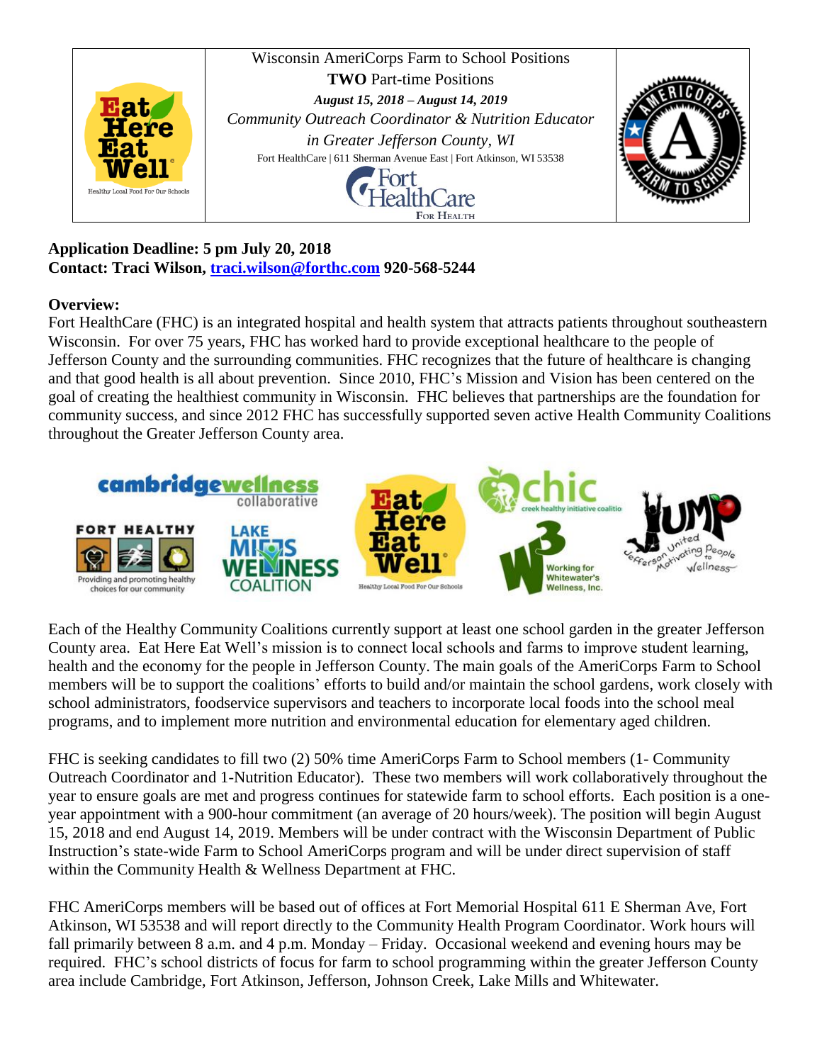Wisconsin AmeriCorps Farm to School Positions

**TWO** Part-time Positions

***August 15, 2018 – August 14, 2019***

*Community Outreach Coordinator & Nutrition Educator in Greater Jefferson County, WI*

Fort HealthCare | 611 Sherman Avenue East | Fort Atkinson, WI 53538

**Application Deadline: 5 pm July 20, 2018**
**Contact: Traci Wilson, traci.wilson@forthc.com 920-568-5244**

**Overview:**

Fort HealthCare (FHC) is an integrated hospital and health system that attracts patients throughout southeastern Wisconsin. For over 75 years, FHC has worked hard to provide exceptional healthcare to the people of Jefferson County and the surrounding communities. FHC recognizes that the future of healthcare is changing and that good health is all about prevention. Since 2010, FHC's Mission and Vision has been centered on the goal of creating the healthiest community in Wisconsin. FHC believes that partnerships are the foundation for community success, and since 2012 FHC has successfully supported seven active Health Community Coalitions throughout the Greater Jefferson County area.

Each of the Healthy Community Coalitions currently support at least one school garden in the greater Jefferson County area. Eat Here Eat Well's mission is to connect local schools and farms to improve student learning, health and the economy for the people in Jefferson County. The main goals of the AmeriCorps Farm to School members will be to support the coalitions' efforts to build and/or maintain the school gardens, work closely with school administrators, foodservice supervisors and teachers to incorporate local foods into the school meal programs, and to implement more nutrition and environmental education for elementary aged children.

FHC is seeking candidates to fill two (2) 50% time AmeriCorps Farm to School members (1- Community Outreach Coordinator and 1-Nutrition Educator). These two members will work collaboratively throughout the year to ensure goals are met and progress continues for statewide farm to school efforts. Each position is a one-year appointment with a 900-hour commitment (an average of 20 hours/week). The position will begin August 15, 2018 and end August 14, 2019. Members will be under contract with the Wisconsin Department of Public Instruction's state-wide Farm to School AmeriCorps program and will be under direct supervision of staff within the Community Health & Wellness Department at FHC.

FHC AmeriCorps members will be based out of offices at Fort Memorial Hospital 611 E Sherman Ave, Fort Atkinson, WI 53538 and will report directly to the Community Health Program Coordinator. Work hours will fall primarily between 8 a.m. and 4 p.m. Monday – Friday. Occasional weekend and evening hours may be required. FHC's school districts of focus for farm to school programming within the greater Jefferson County area include Cambridge, Fort Atkinson, Jefferson, Johnson Creek, Lake Mills and Whitewater.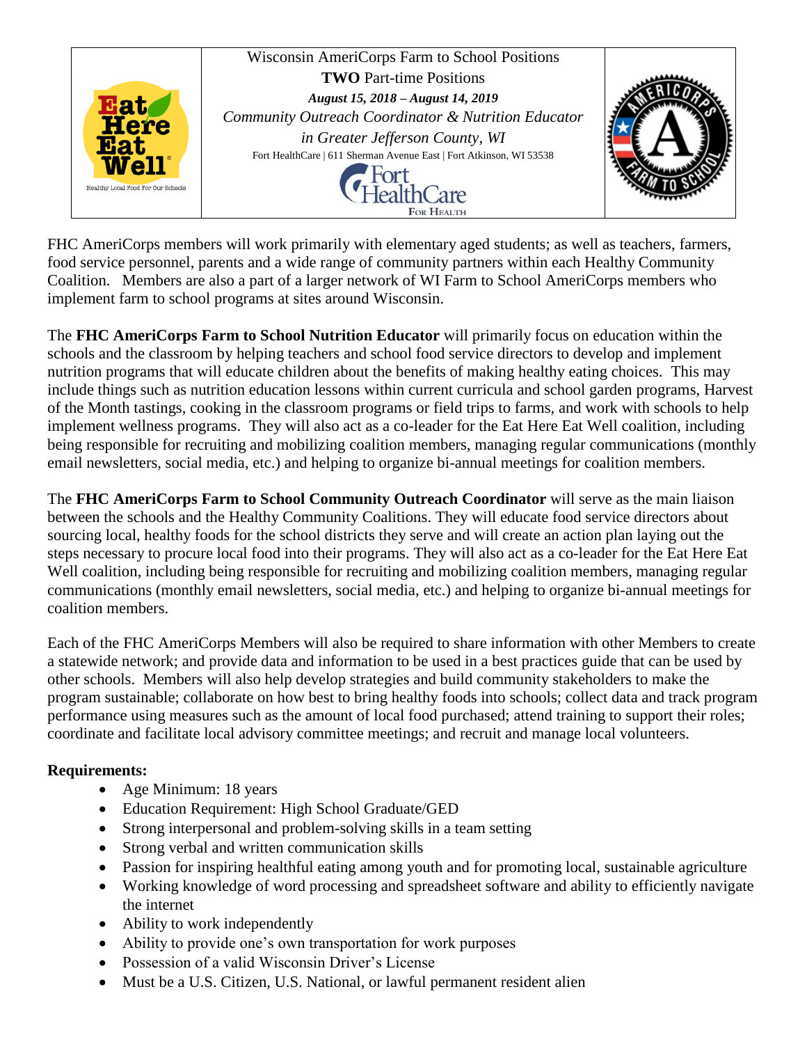Wisconsin AmeriCorps Farm to School Positions

**TWO** Part-time Positions

***August 15, 2018 – August 14, 2019***

*Community Outreach Coordinator & Nutrition Educator*

*in Greater Jefferson County, WI*

Fort HealthCare | 611 Sherman Avenue East | Fort Atkinson, WI 53538

FHC AmeriCorps members will work primarily with elementary aged students; as well as teachers, farmers, food service personnel, parents and a wide range of community partners within each Healthy Community Coalition. Members are also a part of a larger network of WI Farm to School AmeriCorps members who implement farm to school programs at sites around Wisconsin.

The **FHC AmeriCorps Farm to School Nutrition Educator** will primarily focus on education within the schools and the classroom by helping teachers and school food service directors to develop and implement nutrition programs that will educate children about the benefits of making healthy eating choices. This may include things such as nutrition education lessons within current curricula and school garden programs, Harvest of the Month tastings, cooking in the classroom programs or field trips to farms, and work with schools to help implement wellness programs. They will also act as a co-leader for the Eat Here Eat Well coalition, including being responsible for recruiting and mobilizing coalition members, managing regular communications (monthly email newsletters, social media, etc.) and helping to organize bi-annual meetings for coalition members.

The **FHC AmeriCorps Farm to School Community Outreach Coordinator** will serve as the main liaison between the schools and the Healthy Community Coalitions. They will educate food service directors about sourcing local, healthy foods for the school districts they serve and will create an action plan laying out the steps necessary to procure local food into their programs. They will also act as a co-leader for the Eat Here Eat Well coalition, including being responsible for recruiting and mobilizing coalition members, managing regular communications (monthly email newsletters, social media, etc.) and helping to organize bi-annual meetings for coalition members.

Each of the FHC AmeriCorps Members will also be required to share information with other Members to create a statewide network; and provide data and information to be used in a best practices guide that can be used by other schools. Members will also help develop strategies and build community stakeholders to make the program sustainable; collaborate on how best to bring healthy foods into schools; collect data and track program performance using measures such as the amount of local food purchased; attend training to support their roles; coordinate and facilitate local advisory committee meetings; and recruit and manage local volunteers.

**Requirements:**

- Age Minimum: 18 years
- Education Requirement: High School Graduate/GED
- Strong interpersonal and problem-solving skills in a team setting
- Strong verbal and written communication skills
- Passion for inspiring healthful eating among youth and for promoting local, sustainable agriculture
- Working knowledge of word processing and spreadsheet software and ability to efficiently navigate the internet
- Ability to work independently
- Ability to provide one's own transportation for work purposes
- Possession of a valid Wisconsin Driver's License
- Must be a U.S. Citizen, U.S. National, or lawful permanent resident alien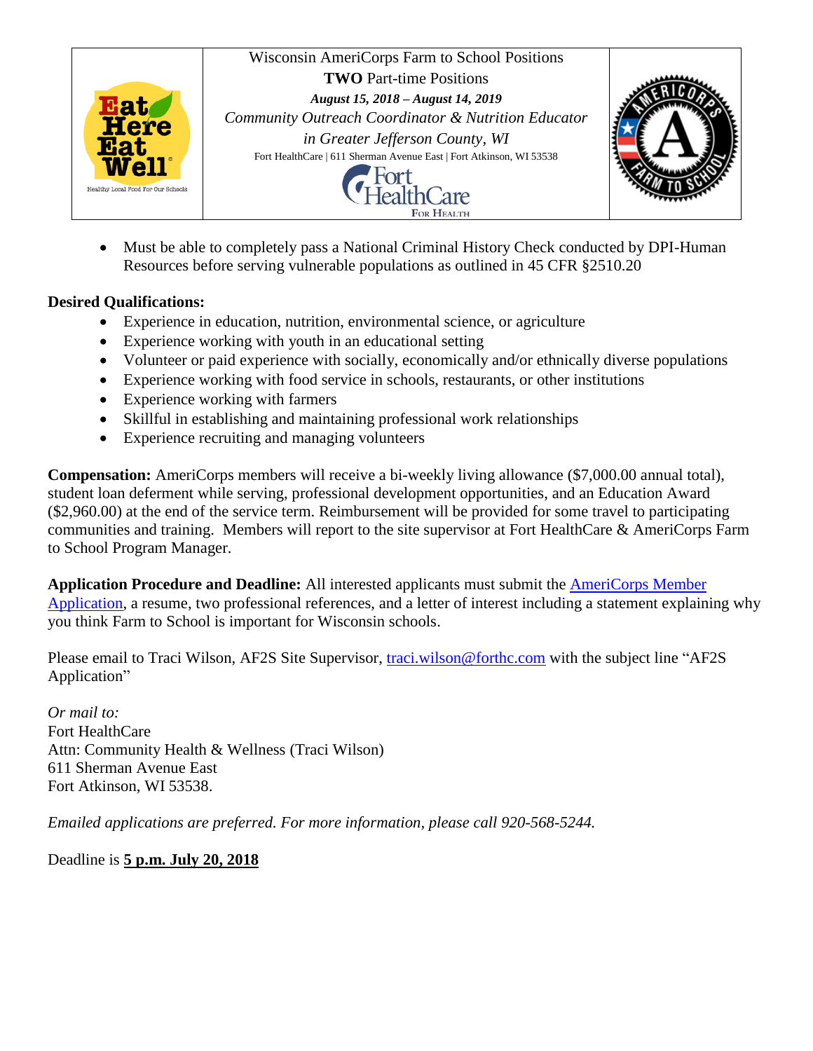Wisconsin AmeriCorps Farm to School Positions

**TWO** Part-time Positions

***August 15, 2018 – August 14, 2019***

*Community Outreach Coordinator & Nutrition Educator*

*in Greater Jefferson County, WI*

Fort HealthCare | 611 Sherman Avenue East | Fort Atkinson, WI 53538

- Must be able to completely pass a National Criminal History Check conducted by DPI-Human Resources before serving vulnerable populations as outlined in 45 CFR §2510.20

**Desired Qualifications:**

- Experience in education, nutrition, environmental science, or agriculture
- Experience working with youth in an educational setting
- Volunteer or paid experience with socially, economically and/or ethnically diverse populations
- Experience working with food service in schools, restaurants, or other institutions
- Experience working with farmers
- Skillful in establishing and maintaining professional work relationships
- Experience recruiting and managing volunteers

**Compensation:** AmeriCorps members will receive a bi-weekly living allowance ($7,000.00 annual total), student loan deferment while serving, professional development opportunities, and an Education Award ($2,960.00) at the end of the service term. Reimbursement will be provided for some travel to participating communities and training. Members will report to the site supervisor at Fort HealthCare & AmeriCorps Farm to School Program Manager.

**Application Procedure and Deadline:** All interested applicants must submit the AmeriCorps Member Application, a resume, two professional references, and a letter of interest including a statement explaining why you think Farm to School is important for Wisconsin schools.

Please email to Traci Wilson, AF2S Site Supervisor, traci.wilson@forthc.com with the subject line "AF2S Application"

*Or mail to:*
Fort HealthCare
Attn: Community Health & Wellness (Traci Wilson)
611 Sherman Avenue East
Fort Atkinson, WI 53538.

*Emailed applications are preferred. For more information, please call 920-568-5244.*

Deadline is **5 p.m. July 20, 2018**